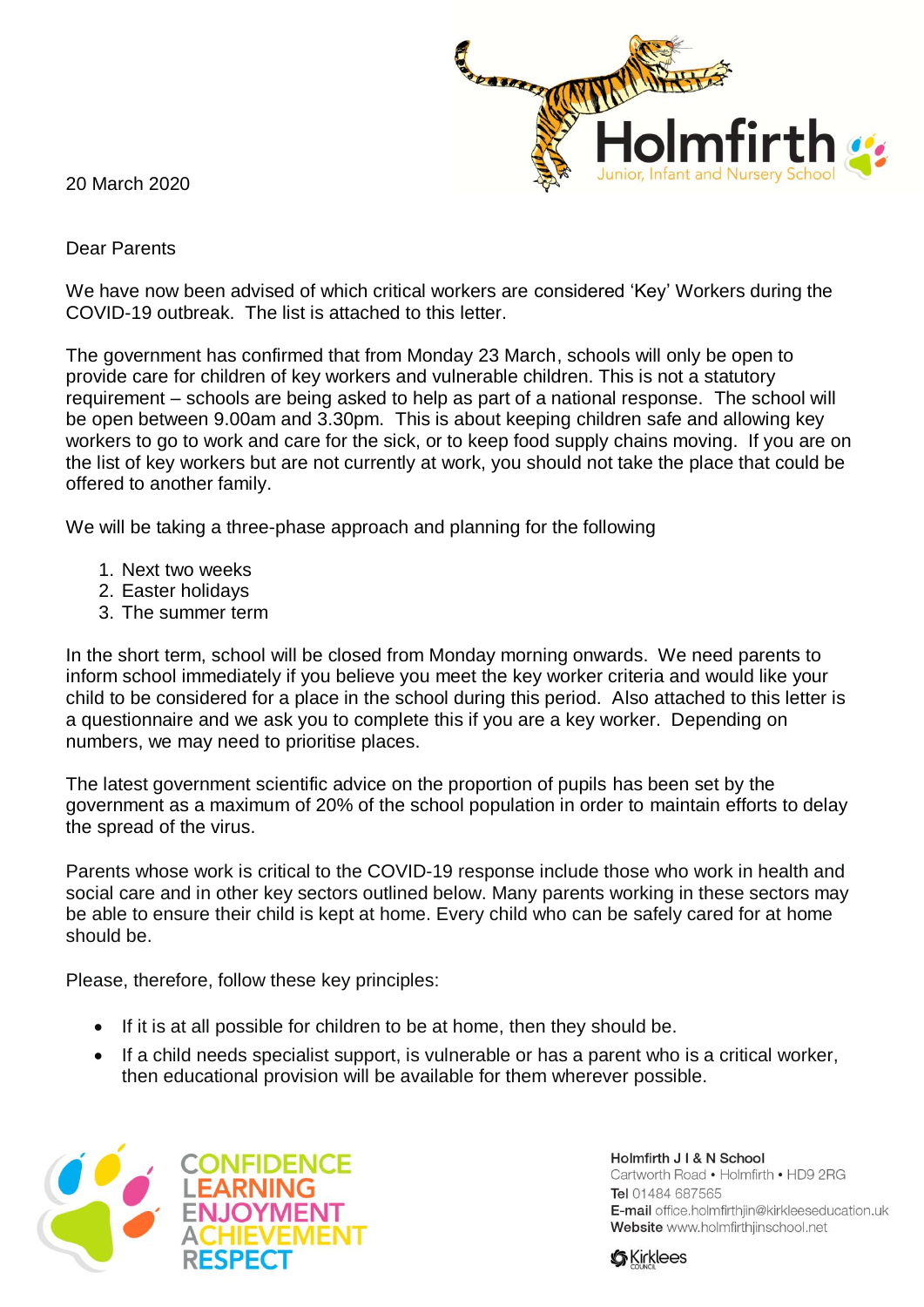20 March 2020

Dear Parents

We have now been advised of which critical workers are considered 'Key' Workers during the COVID-19 outbreak. The list is attached to this letter.

The government has confirmed that from Monday 23 March, schools will only be open to provide care for children of key workers and vulnerable children. This is not a statutory requirement – schools are being asked to help as part of a national response. The school will be open between 9.00am and 3.30pm. This is about keeping children safe and allowing key workers to go to work and care for the sick, or to keep food supply chains moving. If you are on the list of key workers but are not currently at work, you should not take the place that could be offered to another family.

We will be taking a three-phase approach and planning for the following

1. Next two weeks
2. Easter holidays
3. The summer term

In the short term, school will be closed from Monday morning onwards. We need parents to inform school immediately if you believe you meet the key worker criteria and would like your child to be considered for a place in the school during this period. Also attached to this letter is a questionnaire and we ask you to complete this if you are a key worker. Depending on numbers, we may need to prioritise places.

The latest government scientific advice on the proportion of pupils has been set by the government as a maximum of 20% of the school population in order to maintain efforts to delay the spread of the virus.

Parents whose work is critical to the COVID-19 response include those who work in health and social care and in other key sectors outlined below. Many parents working in these sectors may be able to ensure their child is kept at home. Every child who can be safely cared for at home should be.

Please, therefore, follow these key principles:

- If it is at all possible for children to be at home, then they should be.
- If a child needs specialist support, is vulnerable or has a parent who is a critical worker, then educational provision will be available for them wherever possible.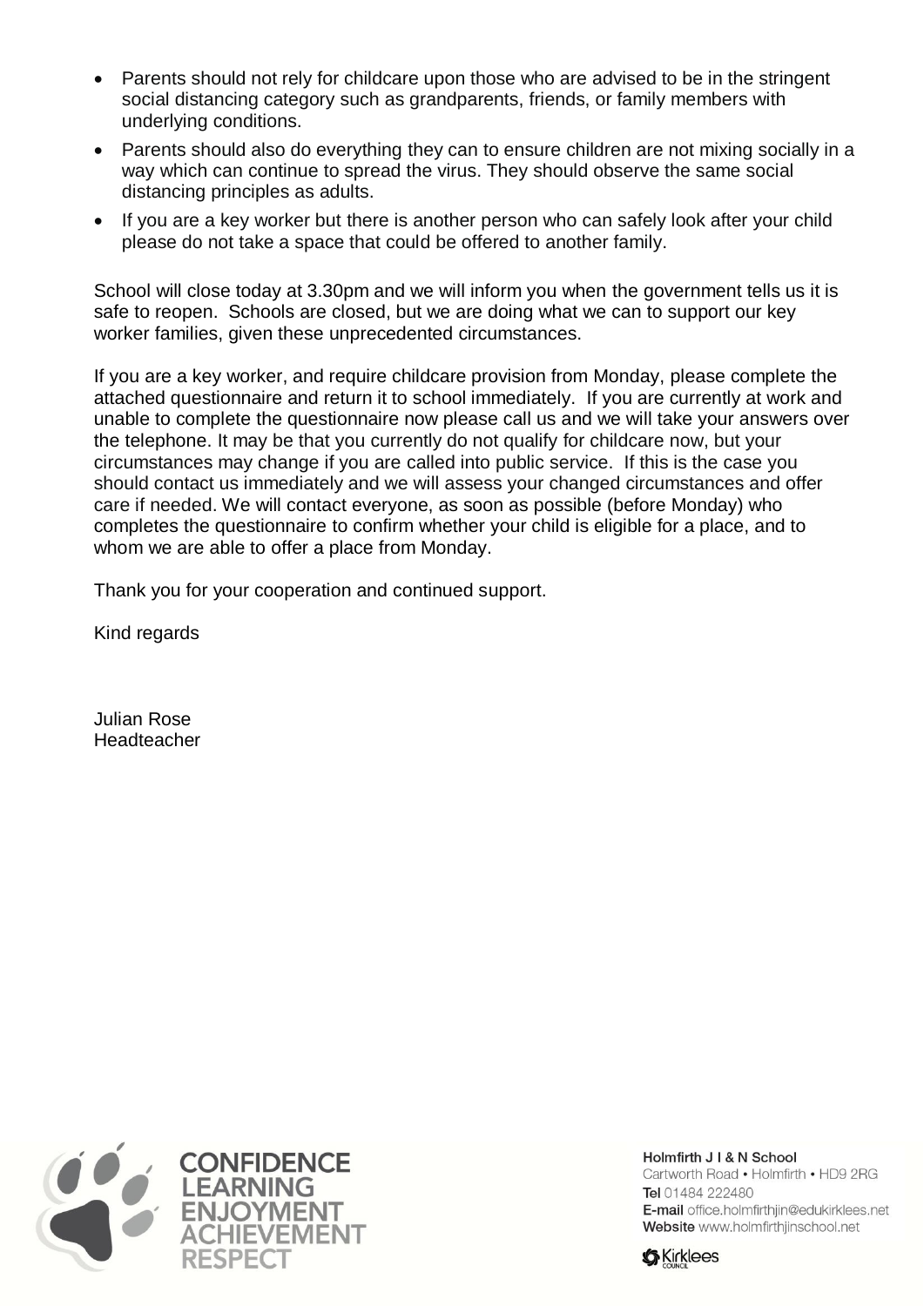- Parents should not rely for childcare upon those who are advised to be in the stringent social distancing category such as grandparents, friends, or family members with underlying conditions.
- Parents should also do everything they can to ensure children are not mixing socially in a way which can continue to spread the virus. They should observe the same social distancing principles as adults.
- If you are a key worker but there is another person who can safely look after your child please do not take a space that could be offered to another family.

School will close today at 3.30pm and we will inform you when the government tells us it is safe to reopen. Schools are closed, but we are doing what we can to support our key worker families, given these unprecedented circumstances.

If you are a key worker, and require childcare provision from Monday, please complete the attached questionnaire and return it to school immediately. If you are currently at work and unable to complete the questionnaire now please call us and we will take your answers over the telephone. It may be that you currently do not qualify for childcare now, but your circumstances may change if you are called into public service. If this is the case you should contact us immediately and we will assess your changed circumstances and offer care if needed. We will contact everyone, as soon as possible (before Monday) who completes the questionnaire to confirm whether your child is eligible for a place, and to whom we are able to offer a place from Monday.

Thank you for your cooperation and continued support.

Kind regards

Julian Rose
Headteacher

CONFIDENCE
LEARNING
ENJOYMENT
ACHIEVEMENT
RESPECT

**Holmfirth J I & N School**
Cartworth Road • Holmfirth • HD9 2RG
**Tel** 01484 222480
**E-mail** office.holmfirthjin@edukirklees.net
**Website** www.holmfirthjinschool.net

Kirklees COUNCIL